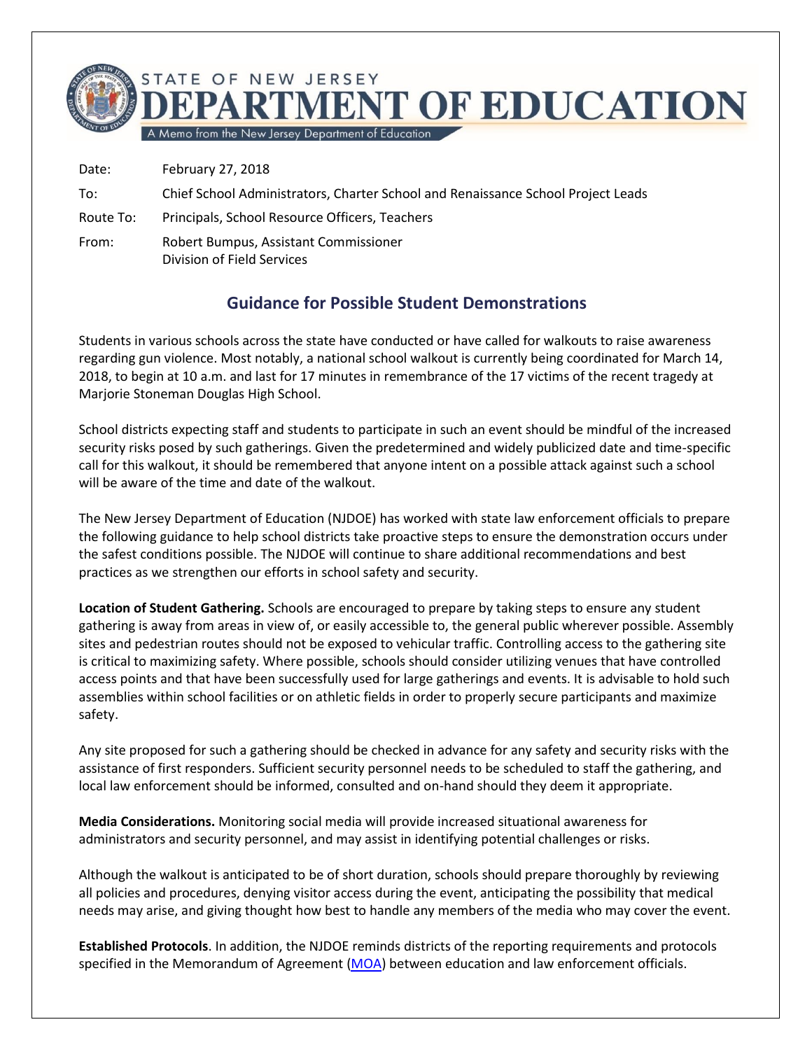STATE OF NEW JERSEY

# DEPARTMENT OF EDUCATION

A Memo from the New Jersey Department of Education

| | |
|---|---|
| Date: | February 27, 2018 |
| To: | Chief School Administrators, Charter School and Renaissance School Project Leads |
| Route To: | Principals, School Resource Officers, Teachers |
| From: | Robert Bumpus, Assistant Commissioner<br>Division of Field Services |

## Guidance for Possible Student Demonstrations

Students in various schools across the state have conducted or have called for walkouts to raise awareness regarding gun violence. Most notably, a national school walkout is currently being coordinated for March 14, 2018, to begin at 10 a.m. and last for 17 minutes in remembrance of the 17 victims of the recent tragedy at Marjorie Stoneman Douglas High School.

School districts expecting staff and students to participate in such an event should be mindful of the increased security risks posed by such gatherings. Given the predetermined and widely publicized date and time-specific call for this walkout, it should be remembered that anyone intent on a possible attack against such a school will be aware of the time and date of the walkout.

The New Jersey Department of Education (NJDOE) has worked with state law enforcement officials to prepare the following guidance to help school districts take proactive steps to ensure the demonstration occurs under the safest conditions possible. The NJDOE will continue to share additional recommendations and best practices as we strengthen our efforts in school safety and security.

**Location of Student Gathering.** Schools are encouraged to prepare by taking steps to ensure any student gathering is away from areas in view of, or easily accessible to, the general public wherever possible. Assembly sites and pedestrian routes should not be exposed to vehicular traffic. Controlling access to the gathering site is critical to maximizing safety. Where possible, schools should consider utilizing venues that have controlled access points and that have been successfully used for large gatherings and events. It is advisable to hold such assemblies within school facilities or on athletic fields in order to properly secure participants and maximize safety.

Any site proposed for such a gathering should be checked in advance for any safety and security risks with the assistance of first responders. Sufficient security personnel needs to be scheduled to staff the gathering, and local law enforcement should be informed, consulted and on-hand should they deem it appropriate.

**Media Considerations.** Monitoring social media will provide increased situational awareness for administrators and security personnel, and may assist in identifying potential challenges or risks.

Although the walkout is anticipated to be of short duration, schools should prepare thoroughly by reviewing all policies and procedures, denying visitor access during the event, anticipating the possibility that medical needs may arise, and giving thought how best to handle any members of the media who may cover the event.

**Established Protocols**. In addition, the NJDOE reminds districts of the reporting requirements and protocols specified in the Memorandum of Agreement (MOA) between education and law enforcement officials.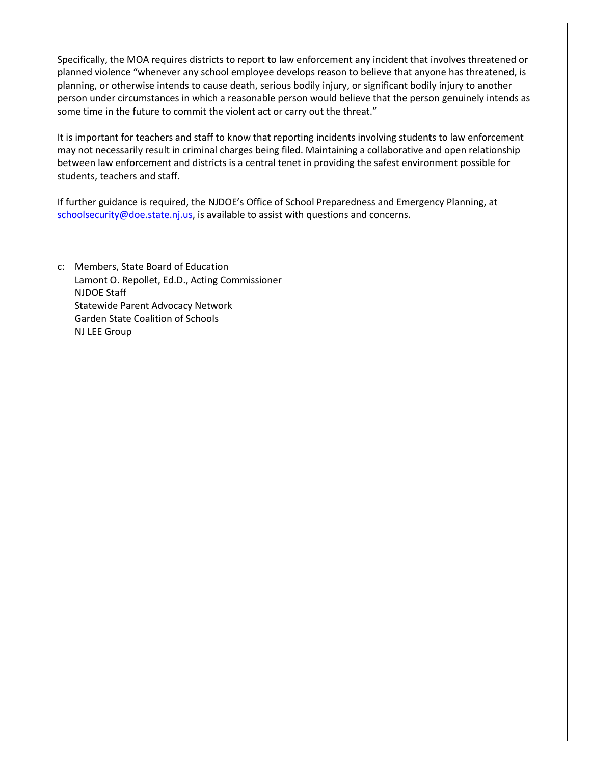Specifically, the MOA requires districts to report to law enforcement any incident that involves threatened or planned violence "whenever any school employee develops reason to believe that anyone has threatened, is planning, or otherwise intends to cause death, serious bodily injury, or significant bodily injury to another person under circumstances in which a reasonable person would believe that the person genuinely intends as some time in the future to commit the violent act or carry out the threat."

It is important for teachers and staff to know that reporting incidents involving students to law enforcement may not necessarily result in criminal charges being filed. Maintaining a collaborative and open relationship between law enforcement and districts is a central tenet in providing the safest environment possible for students, teachers and staff.

If further guidance is required, the NJDOE's Office of School Preparedness and Emergency Planning, at [schoolsecurity@doe.state.nj.us](mailto:schoolsecurity@doe.state.nj.us), is available to assist with questions and concerns.

c: Members, State Board of Education
   Lamont O. Repollet, Ed.D., Acting Commissioner
   NJDOE Staff
   Statewide Parent Advocacy Network
   Garden State Coalition of Schools
   NJ LEE Group